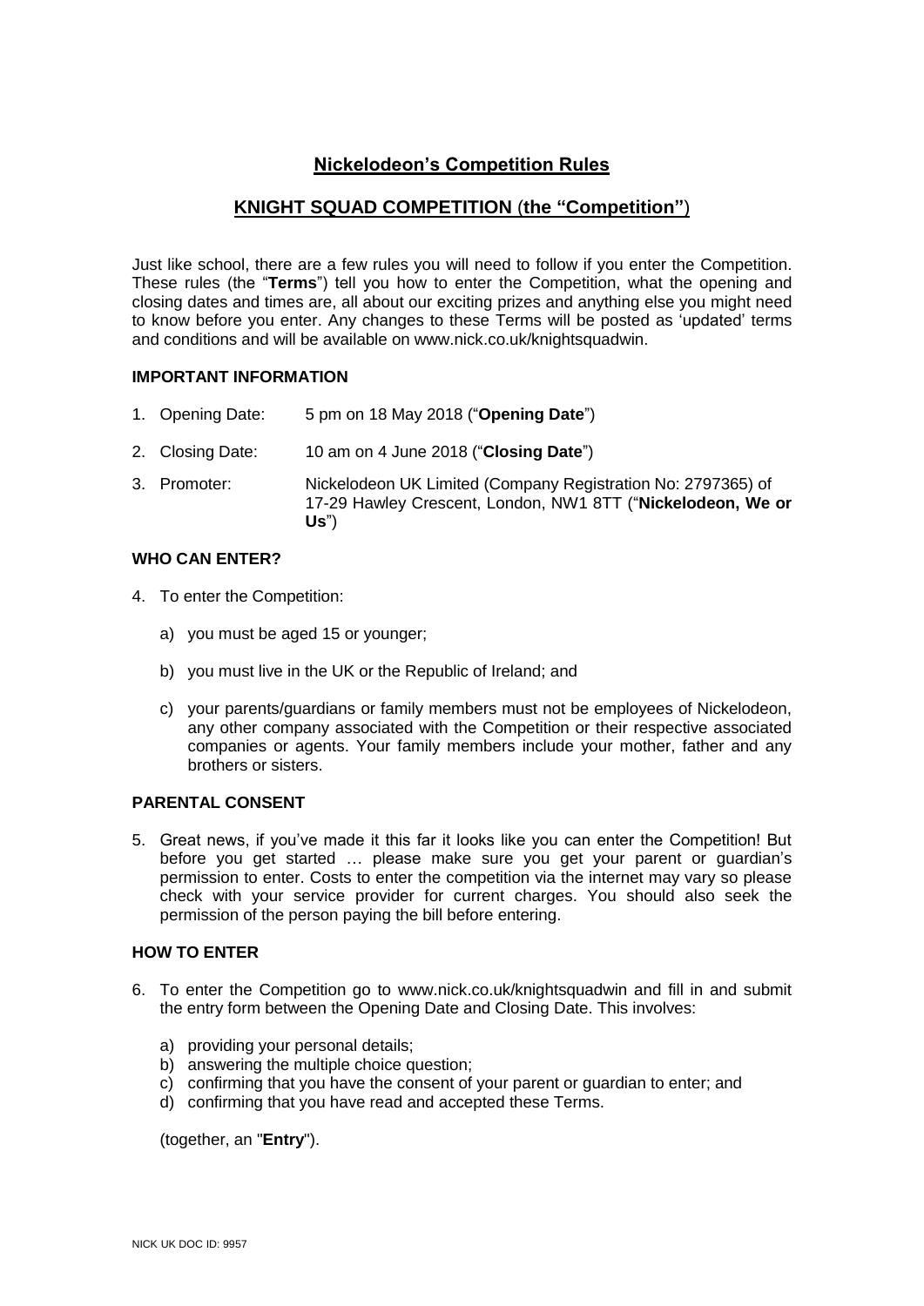# Nickelodeon's Competition Rules

## KNIGHT SQUAD COMPETITION (the "Competition")

Just like school, there are a few rules you will need to follow if you enter the Competition. These rules (the "**Terms**") tell you how to enter the Competition, what the opening and closing dates and times are, all about our exciting prizes and anything else you might need to know before you enter. Any changes to these Terms will be posted as 'updated' terms and conditions and will be available on www.nick.co.uk/knightsquadwin.

### IMPORTANT INFORMATION

1. Opening Date: 5 pm on 18 May 2018 ("**Opening Date**")
2. Closing Date: 10 am on 4 June 2018 ("**Closing Date**")
3. Promoter: Nickelodeon UK Limited (Company Registration No: 2797365) of 17-29 Hawley Crescent, London, NW1 8TT ("**Nickelodeon, We or Us**")

### WHO CAN ENTER?

4. To enter the Competition:
   a) you must be aged 15 or younger;
   b) you must live in the UK or the Republic of Ireland; and
   c) your parents/guardians or family members must not be employees of Nickelodeon, any other company associated with the Competition or their respective associated companies or agents. Your family members include your mother, father and any brothers or sisters.

### PARENTAL CONSENT

5. Great news, if you've made it this far it looks like you can enter the Competition! But before you get started … please make sure you get your parent or guardian's permission to enter. Costs to enter the competition via the internet may vary so please check with your service provider for current charges. You should also seek the permission of the person paying the bill before entering.

### HOW TO ENTER

6. To enter the Competition go to www.nick.co.uk/knightsquadwin and fill in and submit the entry form between the Opening Date and Closing Date. This involves:
   a) providing your personal details;
   b) answering the multiple choice question;
   c) confirming that you have the consent of your parent or guardian to enter; and
   d) confirming that you have read and accepted these Terms.

   (together, an "**Entry**").

NICK UK DOC ID: 9957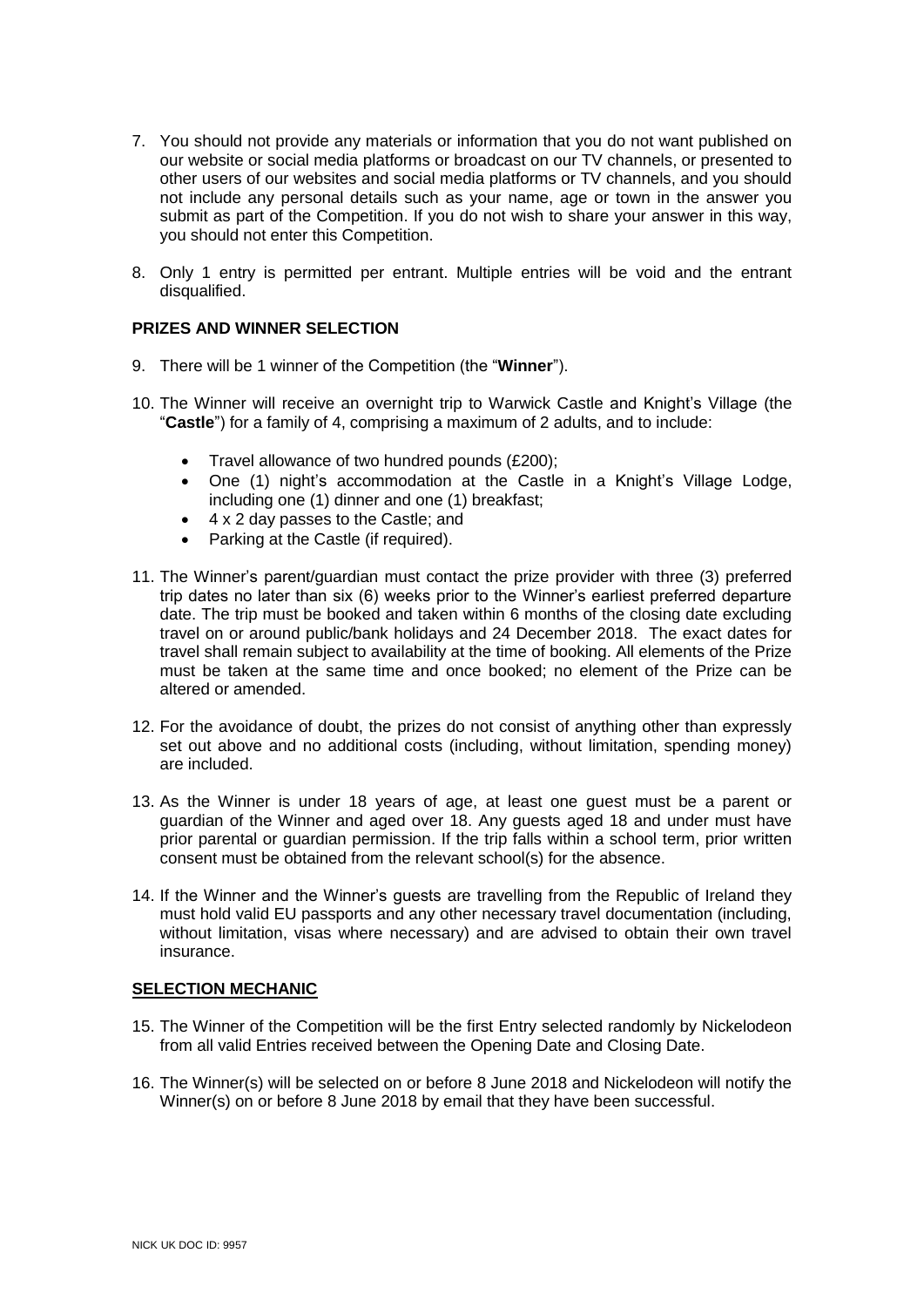7. You should not provide any materials or information that you do not want published on our website or social media platforms or broadcast on our TV channels, or presented to other users of our websites and social media platforms or TV channels, and you should not include any personal details such as your name, age or town in the answer you submit as part of the Competition. If you do not wish to share your answer in this way, you should not enter this Competition.

8. Only 1 entry is permitted per entrant. Multiple entries will be void and the entrant disqualified.

**PRIZES AND WINNER SELECTION**

9. There will be 1 winner of the Competition (the "**Winner**").

10. The Winner will receive an overnight trip to Warwick Castle and Knight's Village (the "**Castle**") for a family of 4, comprising a maximum of 2 adults, and to include:

    - Travel allowance of two hundred pounds (£200);
    - One (1) night's accommodation at the Castle in a Knight's Village Lodge, including one (1) dinner and one (1) breakfast;
    - 4 x 2 day passes to the Castle; and
    - Parking at the Castle (if required).

11. The Winner's parent/guardian must contact the prize provider with three (3) preferred trip dates no later than six (6) weeks prior to the Winner's earliest preferred departure date. The trip must be booked and taken within 6 months of the closing date excluding travel on or around public/bank holidays and 24 December 2018. The exact dates for travel shall remain subject to availability at the time of booking. All elements of the Prize must be taken at the same time and once booked; no element of the Prize can be altered or amended.

12. For the avoidance of doubt, the prizes do not consist of anything other than expressly set out above and no additional costs (including, without limitation, spending money) are included.

13. As the Winner is under 18 years of age, at least one guest must be a parent or guardian of the Winner and aged over 18. Any guests aged 18 and under must have prior parental or guardian permission. If the trip falls within a school term, prior written consent must be obtained from the relevant school(s) for the absence.

14. If the Winner and the Winner's guests are travelling from the Republic of Ireland they must hold valid EU passports and any other necessary travel documentation (including, without limitation, visas where necessary) and are advised to obtain their own travel insurance.

**SELECTION MECHANIC**

15. The Winner of the Competition will be the first Entry selected randomly by Nickelodeon from all valid Entries received between the Opening Date and Closing Date.

16. The Winner(s) will be selected on or before 8 June 2018 and Nickelodeon will notify the Winner(s) on or before 8 June 2018 by email that they have been successful.

NICK UK DOC ID: 9957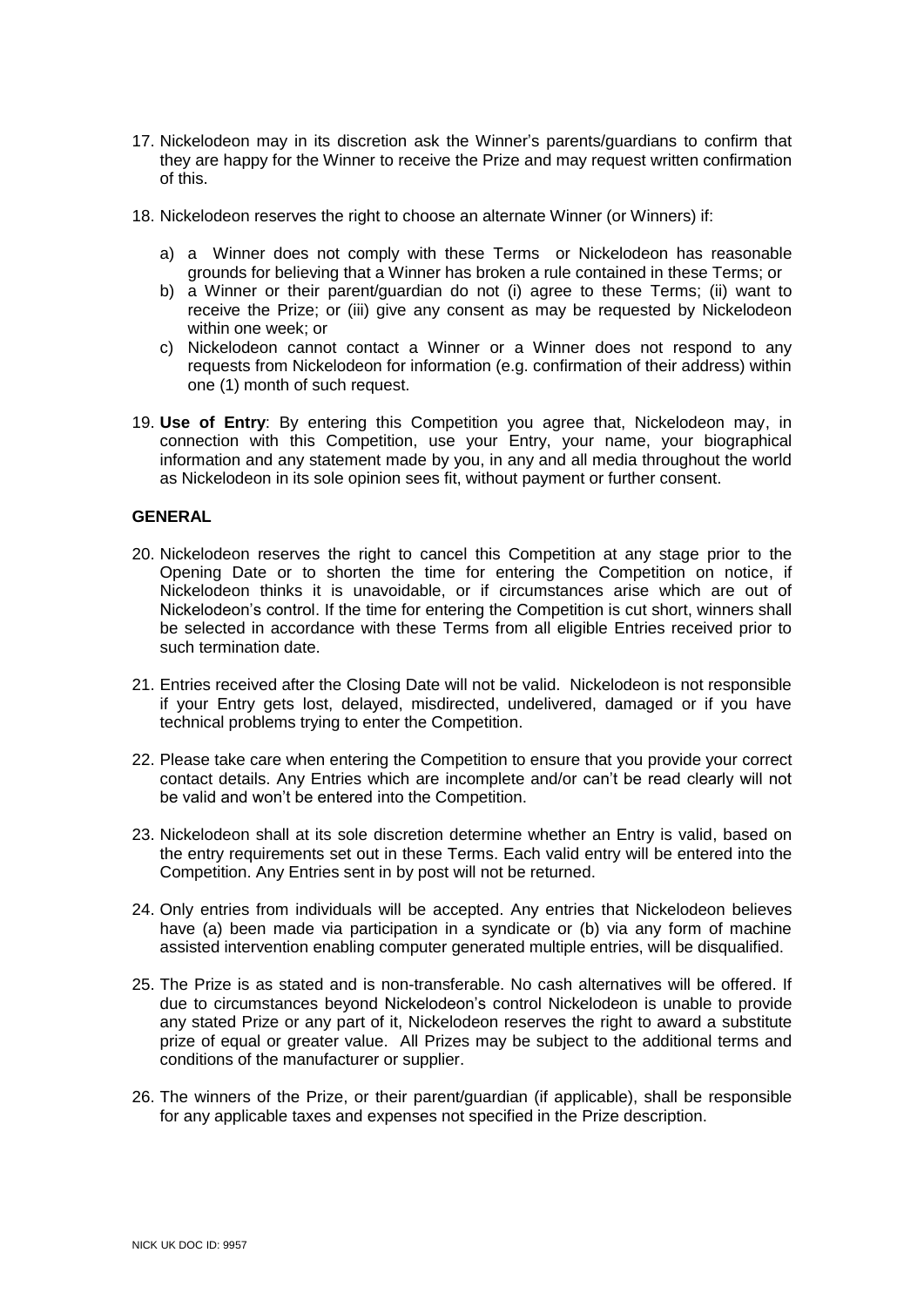17. Nickelodeon may in its discretion ask the Winner's parents/guardians to confirm that they are happy for the Winner to receive the Prize and may request written confirmation of this.

18. Nickelodeon reserves the right to choose an alternate Winner (or Winners) if:

    a) a Winner does not comply with these Terms or Nickelodeon has reasonable grounds for believing that a Winner has broken a rule contained in these Terms; or
    b) a Winner or their parent/guardian do not (i) agree to these Terms; (ii) want to receive the Prize; or (iii) give any consent as may be requested by Nickelodeon within one week; or
    c) Nickelodeon cannot contact a Winner or a Winner does not respond to any requests from Nickelodeon for information (e.g. confirmation of their address) within one (1) month of such request.

19. **Use of Entry**: By entering this Competition you agree that, Nickelodeon may, in connection with this Competition, use your Entry, your name, your biographical information and any statement made by you, in any and all media throughout the world as Nickelodeon in its sole opinion sees fit, without payment or further consent.

**GENERAL**

20. Nickelodeon reserves the right to cancel this Competition at any stage prior to the Opening Date or to shorten the time for entering the Competition on notice, if Nickelodeon thinks it is unavoidable, or if circumstances arise which are out of Nickelodeon's control. If the time for entering the Competition is cut short, winners shall be selected in accordance with these Terms from all eligible Entries received prior to such termination date.

21. Entries received after the Closing Date will not be valid. Nickelodeon is not responsible if your Entry gets lost, delayed, misdirected, undelivered, damaged or if you have technical problems trying to enter the Competition.

22. Please take care when entering the Competition to ensure that you provide your correct contact details. Any Entries which are incomplete and/or can't be read clearly will not be valid and won't be entered into the Competition.

23. Nickelodeon shall at its sole discretion determine whether an Entry is valid, based on the entry requirements set out in these Terms. Each valid entry will be entered into the Competition. Any Entries sent in by post will not be returned.

24. Only entries from individuals will be accepted. Any entries that Nickelodeon believes have (a) been made via participation in a syndicate or (b) via any form of machine assisted intervention enabling computer generated multiple entries, will be disqualified.

25. The Prize is as stated and is non-transferable. No cash alternatives will be offered. If due to circumstances beyond Nickelodeon's control Nickelodeon is unable to provide any stated Prize or any part of it, Nickelodeon reserves the right to award a substitute prize of equal or greater value. All Prizes may be subject to the additional terms and conditions of the manufacturer or supplier.

26. The winners of the Prize, or their parent/guardian (if applicable), shall be responsible for any applicable taxes and expenses not specified in the Prize description.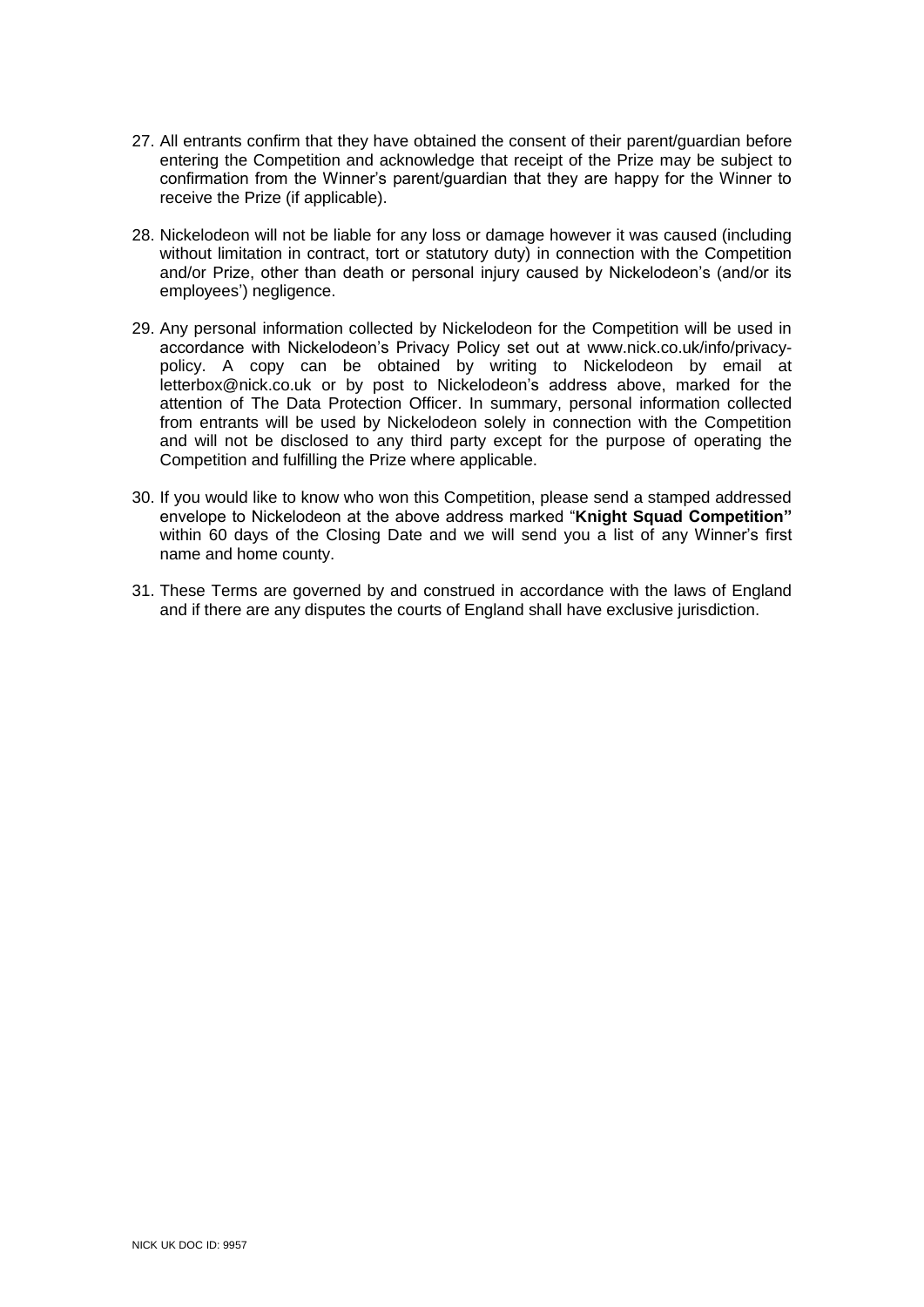27. All entrants confirm that they have obtained the consent of their parent/guardian before entering the Competition and acknowledge that receipt of the Prize may be subject to confirmation from the Winner's parent/guardian that they are happy for the Winner to receive the Prize (if applicable).

28. Nickelodeon will not be liable for any loss or damage however it was caused (including without limitation in contract, tort or statutory duty) in connection with the Competition and/or Prize, other than death or personal injury caused by Nickelodeon's (and/or its employees') negligence.

29. Any personal information collected by Nickelodeon for the Competition will be used in accordance with Nickelodeon's Privacy Policy set out at www.nick.co.uk/info/privacy-policy. A copy can be obtained by writing to Nickelodeon by email at letterbox@nick.co.uk or by post to Nickelodeon's address above, marked for the attention of The Data Protection Officer. In summary, personal information collected from entrants will be used by Nickelodeon solely in connection with the Competition and will not be disclosed to any third party except for the purpose of operating the Competition and fulfilling the Prize where applicable.

30. If you would like to know who won this Competition, please send a stamped addressed envelope to Nickelodeon at the above address marked "**Knight Squad Competition"** within 60 days of the Closing Date and we will send you a list of any Winner's first name and home county.

31. These Terms are governed by and construed in accordance with the laws of England and if there are any disputes the courts of England shall have exclusive jurisdiction.

NICK UK DOC ID: 9957